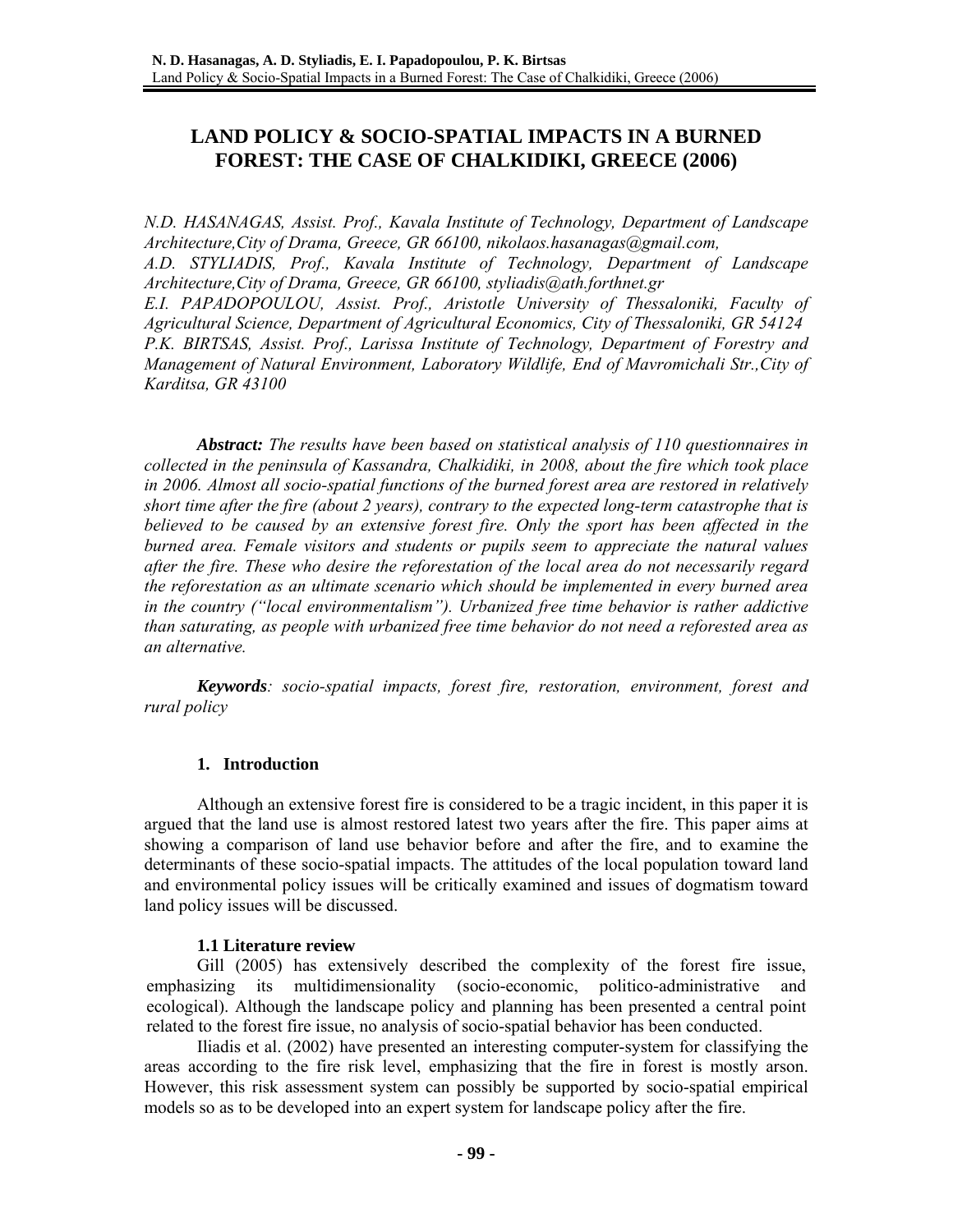# LAND POLICY & SOCIO-SPATIAL IMPACTS IN A BURNED FOREST: THE CASE OF CHALKIDIKI, GREECE (2006)

*N.D. HASANAGAS, Assist. Prof., Kavala Institute of Technology, Department of Landscape Architecture,City of Drama, Greece, GR 66100, nikolaos.hasanagas@gmail.com,*
*A.D. STYLIADIS, Prof., Kavala Institute of Technology, Department of Landscape Architecture,City of Drama, Greece, GR 66100, styliadis@ath.forthnet.gr*
*E.I. PAPADOPOULOU, Assist. Prof., Aristotle University of Thessaloniki, Faculty of Agricultural Science, Department of Agricultural Economics, City of Thessaloniki, GR 54124*
*P.K. BIRTSAS, Assist. Prof., Larissa Institute of Technology, Department of Forestry and Management of Natural Environment, Laboratory Wildlife, End of Mavromichali Str.,City of Karditsa, GR 43100*

***Abstract:*** *The results have been based on statistical analysis of 110 questionnaires in collected in the peninsula of Kassandra, Chalkidiki, in 2008, about the fire which took place in 2006. Almost all socio-spatial functions of the burned forest area are restored in relatively short time after the fire (about 2 years), contrary to the expected long-term catastrophe that is believed to be caused by an extensive forest fire. Only the sport has been affected in the burned area. Female visitors and students or pupils seem to appreciate the natural values after the fire. These who desire the reforestation of the local area do not necessarily regard the reforestation as an ultimate scenario which should be implemented in every burned area in the country ("local environmentalism"). Urbanized free time behavior is rather addictive than saturating, as people with urbanized free time behavior do not need a reforested area as an alternative.*

***Keywords****: socio-spatial impacts, forest fire, restoration, environment, forest and rural policy*

## 1. Introduction

Although an extensive forest fire is considered to be a tragic incident, in this paper it is argued that the land use is almost restored latest two years after the fire. This paper aims at showing a comparison of land use behavior before and after the fire, and to examine the determinants of these socio-spatial impacts. The attitudes of the local population toward land and environmental policy issues will be critically examined and issues of dogmatism toward land policy issues will be discussed.

### 1.1 Literature review

Gill (2005) has extensively described the complexity of the forest fire issue, emphasizing its multidimensionality (socio-economic, politico-administrative and ecological). Although the landscape policy and planning has been presented a central point related to the forest fire issue, no analysis of socio-spatial behavior has been conducted.

Iliadis et al. (2002) have presented an interesting computer-system for classifying the areas according to the fire risk level, emphasizing that the fire in forest is mostly arson. However, this risk assessment system can possibly be supported by socio-spatial empirical models so as to be developed into an expert system for landscape policy after the fire.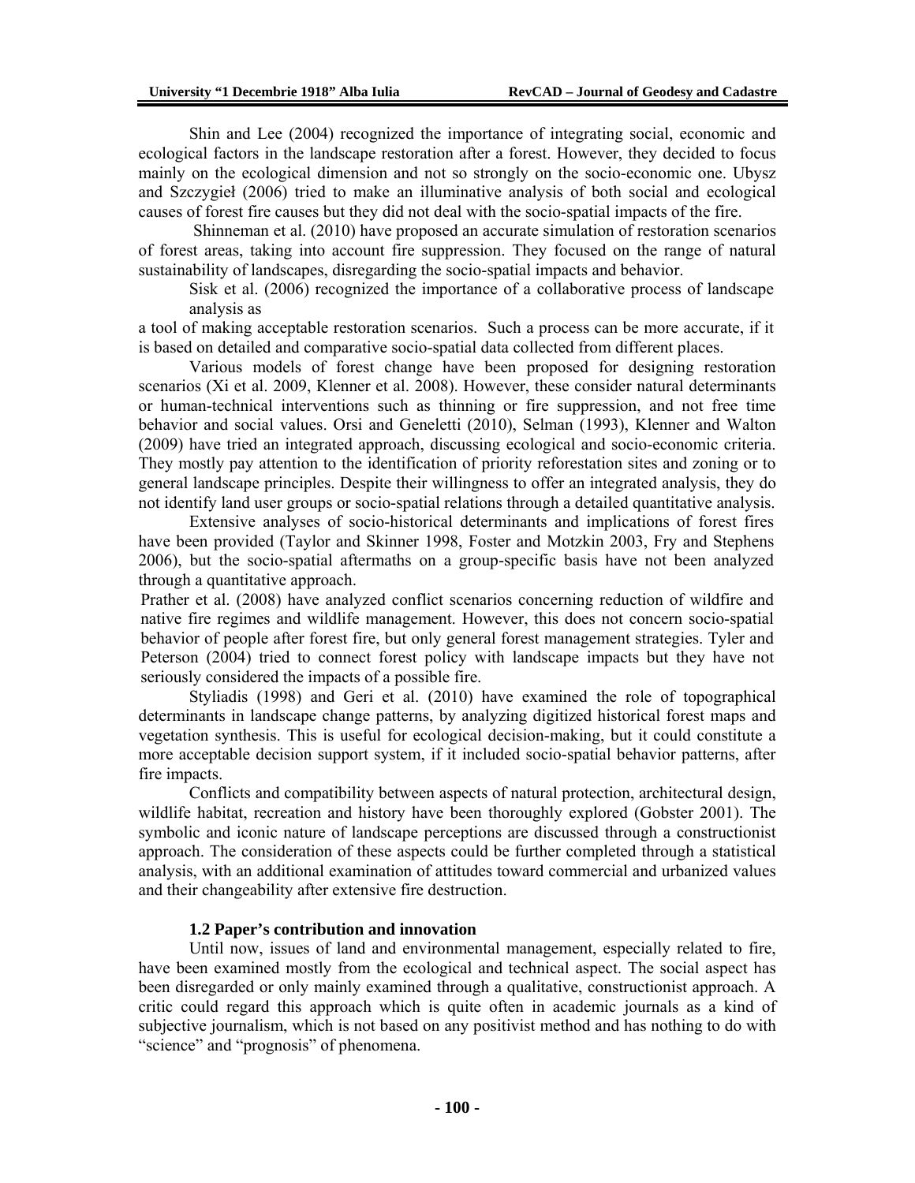Shin and Lee (2004) recognized the importance of integrating social, economic and ecological factors in the landscape restoration after a forest. However, they decided to focus mainly on the ecological dimension and not so strongly on the socio-economic one. Ubysz and Szczygieł (2006) tried to make an illuminative analysis of both social and ecological causes of forest fire causes but they did not deal with the socio-spatial impacts of the fire.

Shinneman et al. (2010) have proposed an accurate simulation of restoration scenarios of forest areas, taking into account fire suppression. They focused on the range of natural sustainability of landscapes, disregarding the socio-spatial impacts and behavior.

Sisk et al. (2006) recognized the importance of a collaborative process of landscape analysis as a tool of making acceptable restoration scenarios. Such a process can be more accurate, if it is based on detailed and comparative socio-spatial data collected from different places.

Various models of forest change have been proposed for designing restoration scenarios (Xi et al. 2009, Klenner et al. 2008). However, these consider natural determinants or human-technical interventions such as thinning or fire suppression, and not free time behavior and social values. Orsi and Geneletti (2010), Selman (1993), Klenner and Walton (2009) have tried an integrated approach, discussing ecological and socio-economic criteria. They mostly pay attention to the identification of priority reforestation sites and zoning or to general landscape principles. Despite their willingness to offer an integrated analysis, they do not identify land user groups or socio-spatial relations through a detailed quantitative analysis.

Extensive analyses of socio-historical determinants and implications of forest fires have been provided (Taylor and Skinner 1998, Foster and Motzkin 2003, Fry and Stephens 2006), but the socio-spatial aftermaths on a group-specific basis have not been analyzed through a quantitative approach.

Prather et al. (2008) have analyzed conflict scenarios concerning reduction of wildfire and native fire regimes and wildlife management. However, this does not concern socio-spatial behavior of people after forest fire, but only general forest management strategies. Tyler and Peterson (2004) tried to connect forest policy with landscape impacts but they have not seriously considered the impacts of a possible fire.

Styliadis (1998) and Geri et al. (2010) have examined the role of topographical determinants in landscape change patterns, by analyzing digitized historical forest maps and vegetation synthesis. This is useful for ecological decision-making, but it could constitute a more acceptable decision support system, if it included socio-spatial behavior patterns, after fire impacts.

Conflicts and compatibility between aspects of natural protection, architectural design, wildlife habitat, recreation and history have been thoroughly explored (Gobster 2001). The symbolic and iconic nature of landscape perceptions are discussed through a constructionist approach. The consideration of these aspects could be further completed through a statistical analysis, with an additional examination of attitudes toward commercial and urbanized values and their changeability after extensive fire destruction.

### 1.2 Paper's contribution and innovation

Until now, issues of land and environmental management, especially related to fire, have been examined mostly from the ecological and technical aspect. The social aspect has been disregarded or only mainly examined through a qualitative, constructionist approach. A critic could regard this approach which is quite often in academic journals as a kind of subjective journalism, which is not based on any positivist method and has nothing to do with "science" and "prognosis" of phenomena.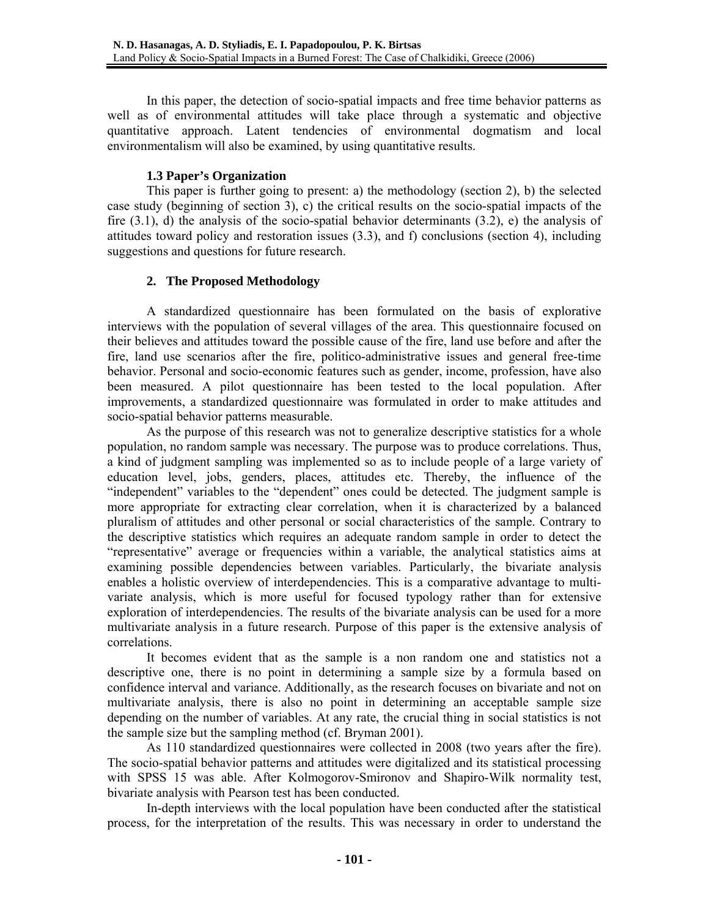In this paper, the detection of socio-spatial impacts and free time behavior patterns as well as of environmental attitudes will take place through a systematic and objective quantitative approach. Latent tendencies of environmental dogmatism and local environmentalism will also be examined, by using quantitative results.

### 1.3 Paper's Organization

This paper is further going to present: a) the methodology (section 2), b) the selected case study (beginning of section 3), c) the critical results on the socio-spatial impacts of the fire (3.1), d) the analysis of the socio-spatial behavior determinants (3.2), e) the analysis of attitudes toward policy and restoration issues (3.3), and f) conclusions (section 4), including suggestions and questions for future research.

## 2. The Proposed Methodology

A standardized questionnaire has been formulated on the basis of explorative interviews with the population of several villages of the area. This questionnaire focused on their believes and attitudes toward the possible cause of the fire, land use before and after the fire, land use scenarios after the fire, politico-administrative issues and general free-time behavior. Personal and socio-economic features such as gender, income, profession, have also been measured. A pilot questionnaire has been tested to the local population. After improvements, a standardized questionnaire was formulated in order to make attitudes and socio-spatial behavior patterns measurable.

As the purpose of this research was not to generalize descriptive statistics for a whole population, no random sample was necessary. The purpose was to produce correlations. Thus, a kind of judgment sampling was implemented so as to include people of a large variety of education level, jobs, genders, places, attitudes etc. Thereby, the influence of the "independent" variables to the "dependent" ones could be detected. The judgment sample is more appropriate for extracting clear correlation, when it is characterized by a balanced pluralism of attitudes and other personal or social characteristics of the sample. Contrary to the descriptive statistics which requires an adequate random sample in order to detect the "representative" average or frequencies within a variable, the analytical statistics aims at examining possible dependencies between variables. Particularly, the bivariate analysis enables a holistic overview of interdependencies. This is a comparative advantage to multi-variate analysis, which is more useful for focused typology rather than for extensive exploration of interdependencies. The results of the bivariate analysis can be used for a more multivariate analysis in a future research. Purpose of this paper is the extensive analysis of correlations.

It becomes evident that as the sample is a non random one and statistics not a descriptive one, there is no point in determining a sample size by a formula based on confidence interval and variance. Additionally, as the research focuses on bivariate and not on multivariate analysis, there is also no point in determining an acceptable sample size depending on the number of variables. At any rate, the crucial thing in social statistics is not the sample size but the sampling method (cf. Bryman 2001).

As 110 standardized questionnaires were collected in 2008 (two years after the fire). The socio-spatial behavior patterns and attitudes were digitalized and its statistical processing with SPSS 15 was able. After Kolmogorov-Smironov and Shapiro-Wilk normality test, bivariate analysis with Pearson test has been conducted.

In-depth interviews with the local population have been conducted after the statistical process, for the interpretation of the results. This was necessary in order to understand the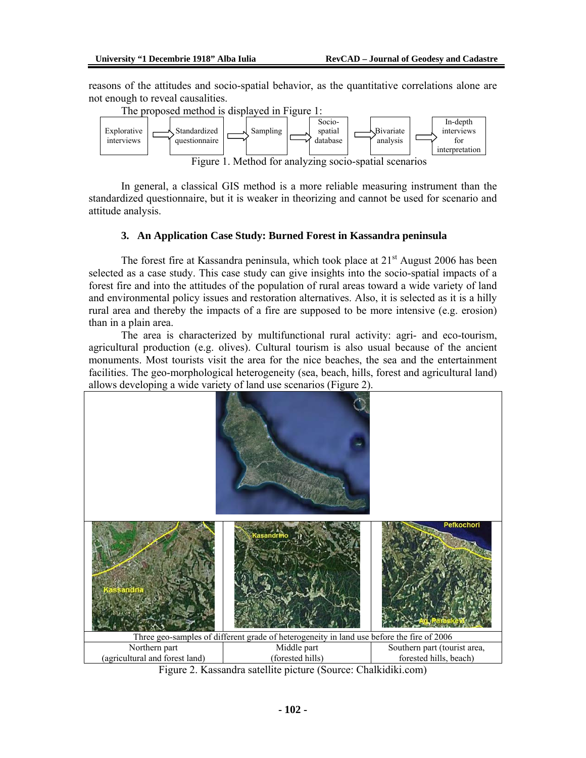reasons of the attitudes and socio-spatial behavior, as the quantitative correlations alone are not enough to reveal causalities.

The proposed method is displayed in Figure 1:

Explorative interviews → Standardized questionnaire → Sampling → Socio-spatial database → Bivariate analysis → In-depth interviews for interpretation

Figure 1. Method for analyzing socio-spatial scenarios

In general, a classical GIS method is a more reliable measuring instrument than the standardized questionnaire, but it is weaker in theorizing and cannot be used for scenario and attitude analysis.

### 3. An Application Case Study: Burned Forest in Kassandra peninsula

The forest fire at Kassandra peninsula, which took place at 21st August 2006 has been selected as a case study. This case study can give insights into the socio-spatial impacts of a forest fire and into the attitudes of the population of rural areas toward a wide variety of land and environmental policy issues and restoration alternatives. Also, it is selected as it is a hilly rural area and thereby the impacts of a fire are supposed to be more intensive (e.g. erosion) than in a plain area.

The area is characterized by multifunctional rural activity: agri- and eco-tourism, agricultural production (e.g. olives). Cultural tourism is also usual because of the ancient monuments. Most tourists visit the area for the nice beaches, the sea and the entertainment facilities. The geo-morphological heterogeneity (sea, beach, hills, forest and agricultural land) allows developing a wide variety of land use scenarios (Figure 2).

Three geo-samples of different grade of heterogeneity in land use before the fire of 2006

| Northern part (agricultural and forest land) | Middle part (forested hills) | Southern part (tourist area, forested hills, beach) |
|---|---|---|

Figure 2. Kassandra satellite picture (Source: Chalkidiki.com)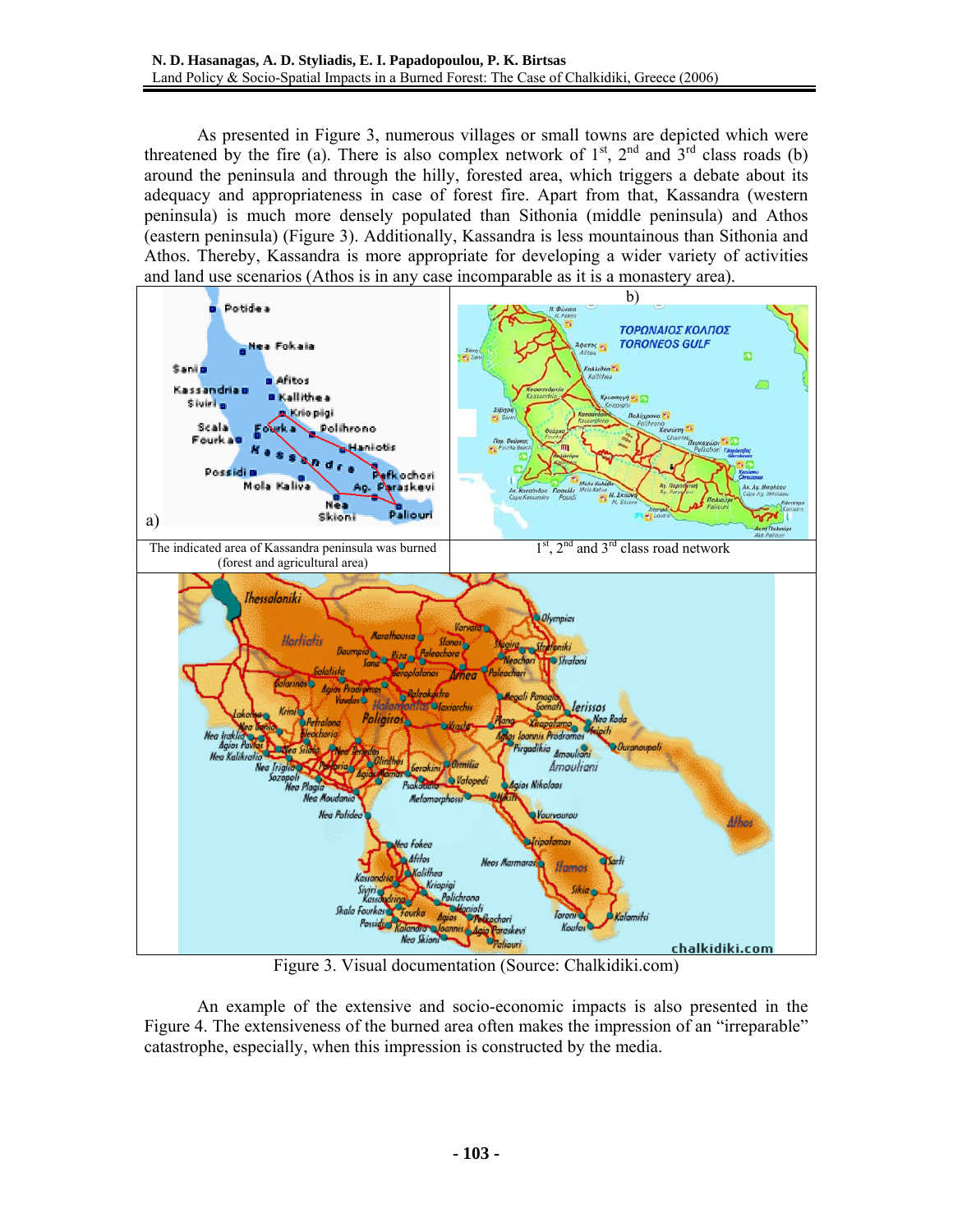As presented in Figure 3, numerous villages or small towns are depicted which were threatened by the fire (a). There is also complex network of 1st, 2nd and 3rd class roads (b) around the peninsula and through the hilly, forested area, which triggers a debate about its adequacy and appropriateness in case of forest fire. Apart from that, Kassandra (western peninsula) is much more densely populated than Sithonia (middle peninsula) and Athos (eastern peninsula) (Figure 3). Additionally, Kassandra is less mountainous than Sithonia and Athos. Thereby, Kassandra is more appropriate for developing a wider variety of activities and land use scenarios (Athos is in any case incomparable as it is a monastery area).

| a) | b) |
|---|---|
| The indicated area of Kassandra peninsula was burned (forest and agricultural area) | 1st, 2nd and 3rd class road network |

Figure 3. Visual documentation (Source: Chalkidiki.com)

An example of the extensive and socio-economic impacts is also presented in the Figure 4. The extensiveness of the burned area often makes the impression of an "irreparable" catastrophe, especially, when this impression is constructed by the media.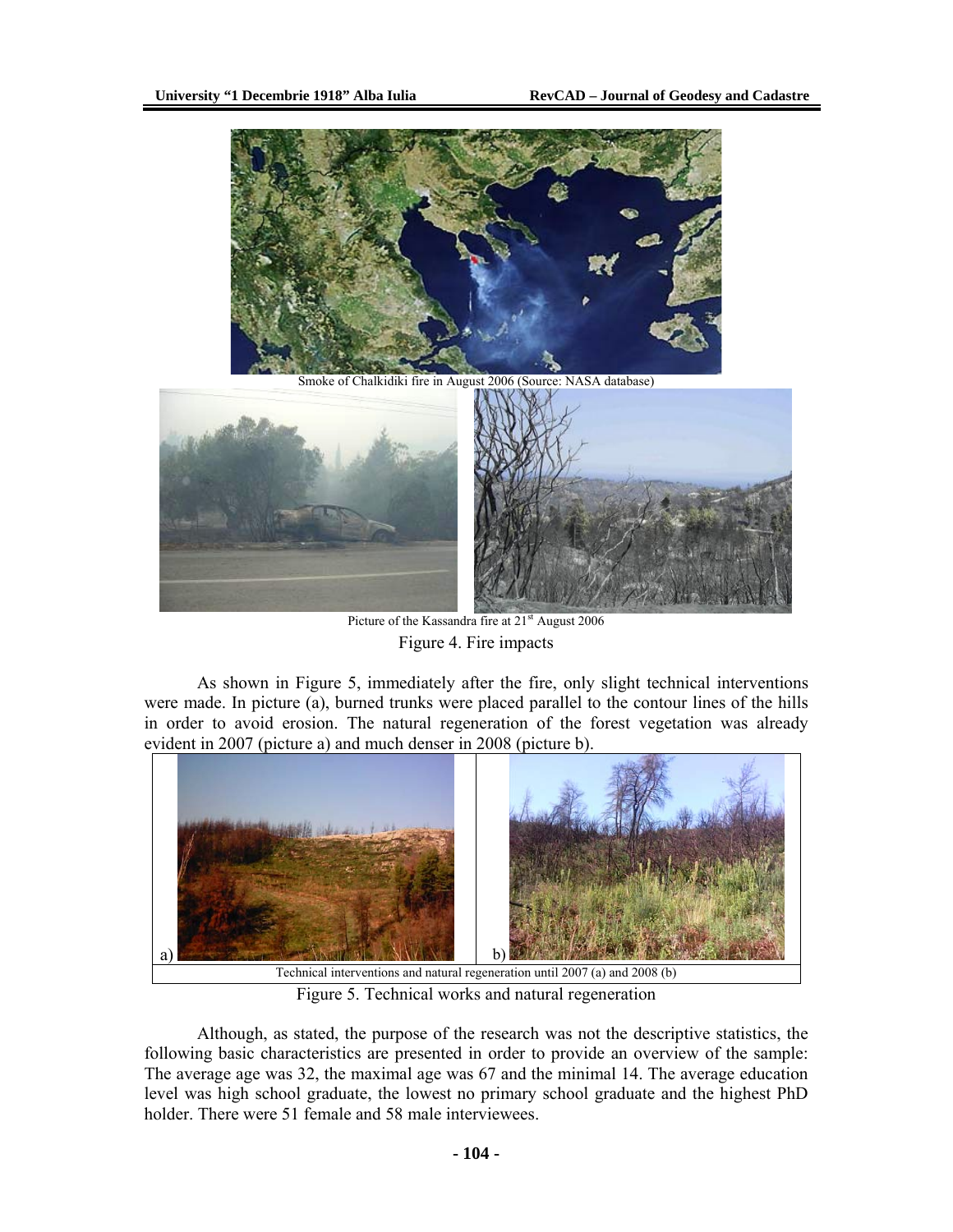Smoke of Chalkidiki fire in August 2006 (Source: NASA database)

Picture of the Kassandra fire at 21st August 2006

Figure 4. Fire impacts

As shown in Figure 5, immediately after the fire, only slight technical interventions were made. In picture (a), burned trunks were placed parallel to the contour lines of the hills in order to avoid erosion. The natural regeneration of the forest vegetation was already evident in 2007 (picture a) and much denser in 2008 (picture b).

a) b)

Technical interventions and natural regeneration until 2007 (a) and 2008 (b)

Figure 5. Technical works and natural regeneration

Although, as stated, the purpose of the research was not the descriptive statistics, the following basic characteristics are presented in order to provide an overview of the sample: The average age was 32, the maximal age was 67 and the minimal 14. The average education level was high school graduate, the lowest no primary school graduate and the highest PhD holder. There were 51 female and 58 male interviewees.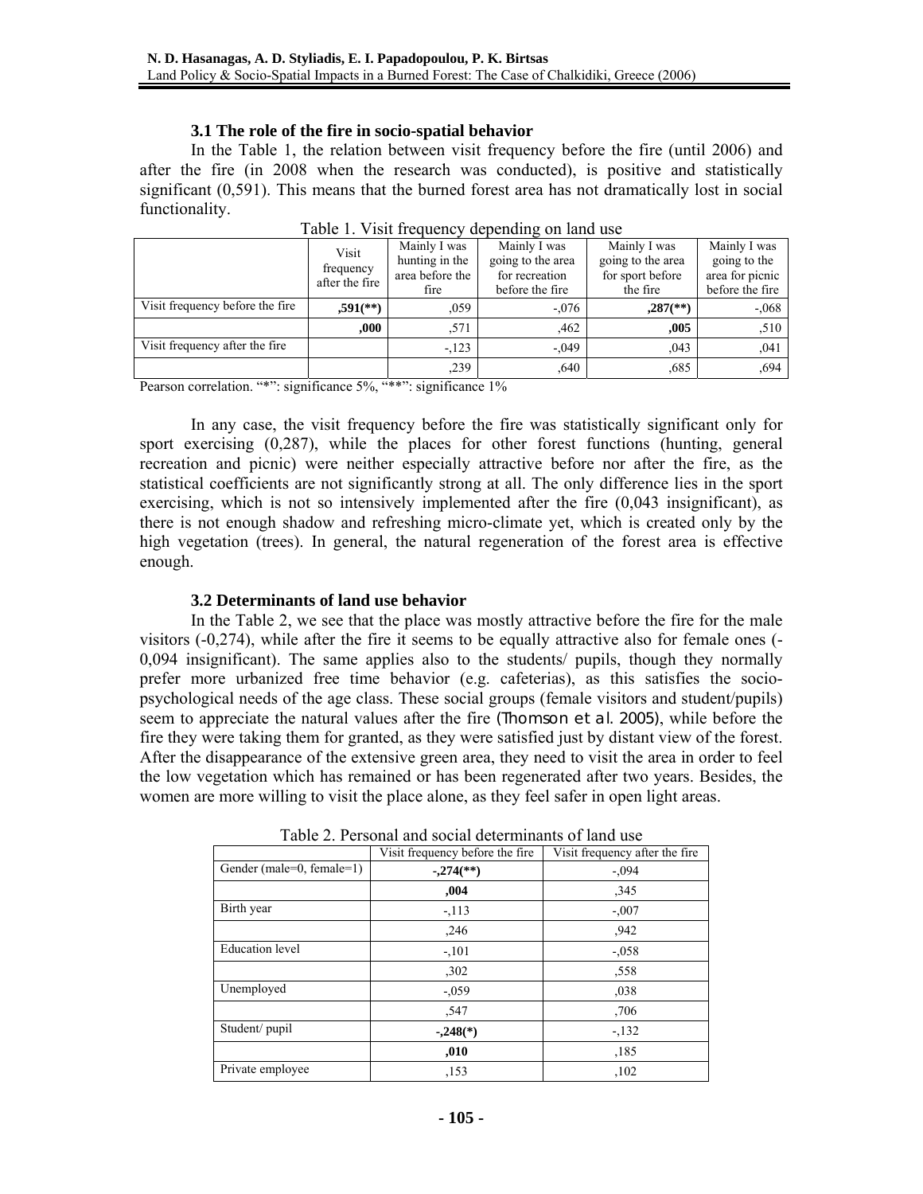### 3.1 The role of the fire in socio-spatial behavior

In the Table 1, the relation between visit frequency before the fire (until 2006) and after the fire (in 2008 when the research was conducted), is positive and statistically significant (0,591). This means that the burned forest area has not dramatically lost in social functionality.

Table 1. Visit frequency depending on land use

| | Visit frequency after the fire | Mainly I was hunting in the area before the fire | Mainly I was going to the area for recreation before the fire | Mainly I was going to the area for sport before the fire | Mainly I was going to the area for picnic before the fire |
|---|---|---|---|---|---|
| Visit frequency before the fire | **,591(\*\*)** | ,059 | -,076 | **,287(\*\*)** | -,068 |
| | **,000** | ,571 | ,462 | **,005** | ,510 |
| Visit frequency after the fire | | -,123 | -,049 | ,043 | ,041 |
| | | ,239 | ,640 | ,685 | ,694 |

Pearson correlation. "*": significance 5%, "**": significance 1%

In any case, the visit frequency before the fire was statistically significant only for sport exercising (0,287), while the places for other forest functions (hunting, general recreation and picnic) were neither especially attractive before nor after the fire, as the statistical coefficients are not significantly strong at all. The only difference lies in the sport exercising, which is not so intensively implemented after the fire (0,043 insignificant), as there is not enough shadow and refreshing micro-climate yet, which is created only by the high vegetation (trees). In general, the natural regeneration of the forest area is effective enough.

### 3.2 Determinants of land use behavior

In the Table 2, we see that the place was mostly attractive before the fire for the male visitors (-0,274), while after the fire it seems to be equally attractive also for female ones (-0,094 insignificant). The same applies also to the students/ pupils, though they normally prefer more urbanized free time behavior (e.g. cafeterias), as this satisfies the socio-psychological needs of the age class. These social groups (female visitors and student/pupils) seem to appreciate the natural values after the fire (*Thomson et al.* 2005), while before the fire they were taking them for granted, as they were satisfied just by distant view of the forest. After the disappearance of the extensive green area, they need to visit the area in order to feel the low vegetation which has remained or has been regenerated after two years. Besides, the women are more willing to visit the place alone, as they feel safer in open light areas.

Table 2. Personal and social determinants of land use

| | Visit frequency before the fire | Visit frequency after the fire |
|---|---|---|
| Gender (male=0, female=1) | **-,274(\*\*)** | -,094 |
| | **,004** | ,345 |
| Birth year | -,113 | -,007 |
| | ,246 | ,942 |
| Education level | -,101 | -,058 |
| | ,302 | ,558 |
| Unemployed | -,059 | ,038 |
| | ,547 | ,706 |
| Student/ pupil | **-,248(\*)** | -,132 |
| | **,010** | ,185 |
| Private employee | ,153 | ,102 |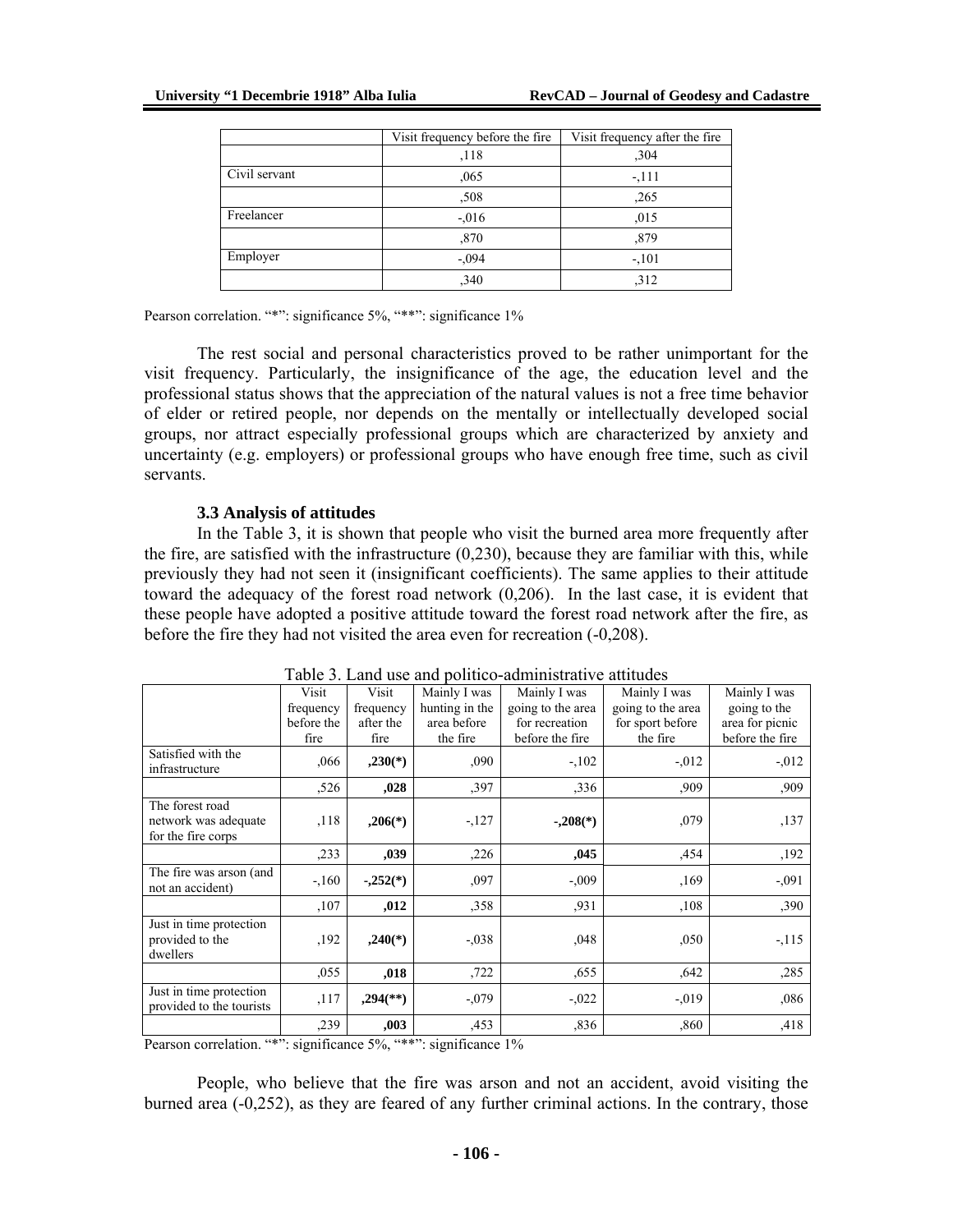| | Visit frequency before the fire | Visit frequency after the fire |
|---|---|---|
| | ,118 | ,304 |
| Civil servant | ,065 | -,111 |
| | ,508 | ,265 |
| Freelancer | -,016 | ,015 |
| | ,870 | ,879 |
| Employer | -,094 | -,101 |
| | ,340 | ,312 |

Pearson correlation. "*": significance 5%, "**": significance 1%

The rest social and personal characteristics proved to be rather unimportant for the visit frequency. Particularly, the insignificance of the age, the education level and the professional status shows that the appreciation of the natural values is not a free time behavior of elder or retired people, nor depends on the mentally or intellectually developed social groups, nor attract especially professional groups which are characterized by anxiety and uncertainty (e.g. employers) or professional groups who have enough free time, such as civil servants.

### 3.3 Analysis of attitudes

In the Table 3, it is shown that people who visit the burned area more frequently after the fire, are satisfied with the infrastructure (0,230), because they are familiar with this, while previously they had not seen it (insignificant coefficients). The same applies to their attitude toward the adequacy of the forest road network (0,206). In the last case, it is evident that these people have adopted a positive attitude toward the forest road network after the fire, as before the fire they had not visited the area even for recreation (-0,208).

Table 3. Land use and politico-administrative attitudes

| | Visit frequency before the fire | Visit frequency after the fire | Mainly I was hunting in the area before the fire | Mainly I was going to the area for recreation before the fire | Mainly I was going to the area for sport before the fire | Mainly I was going to the area for picnic before the fire |
|---|---|---|---|---|---|---|
| Satisfied with the infrastructure | ,066 | **,230(*)** | ,090 | -,102 | -,012 | -,012 |
| | ,526 | **,028** | ,397 | ,336 | ,909 | ,909 |
| The forest road network was adequate for the fire corps | ,118 | **,206(*)** | -,127 | **-,208(*)** | ,079 | ,137 |
| | ,233 | **,039** | ,226 | **,045** | ,454 | ,192 |
| The fire was arson (and not an accident) | -,160 | **-,252(*)** | ,097 | -,009 | ,169 | -,091 |
| | ,107 | **,012** | ,358 | ,931 | ,108 | ,390 |
| Just in time protection provided to the dwellers | ,192 | **,240(*)** | -,038 | ,048 | ,050 | -,115 |
| | ,055 | **,018** | ,722 | ,655 | ,642 | ,285 |
| Just in time protection provided to the tourists | ,117 | **,294(**)** | -,079 | -,022 | -,019 | ,086 |
| | ,239 | **,003** | ,453 | ,836 | ,860 | ,418 |

Pearson correlation. "*": significance 5%, "**": significance 1%

People, who believe that the fire was arson and not an accident, avoid visiting the burned area (-0,252), as they are feared of any further criminal actions. In the contrary, those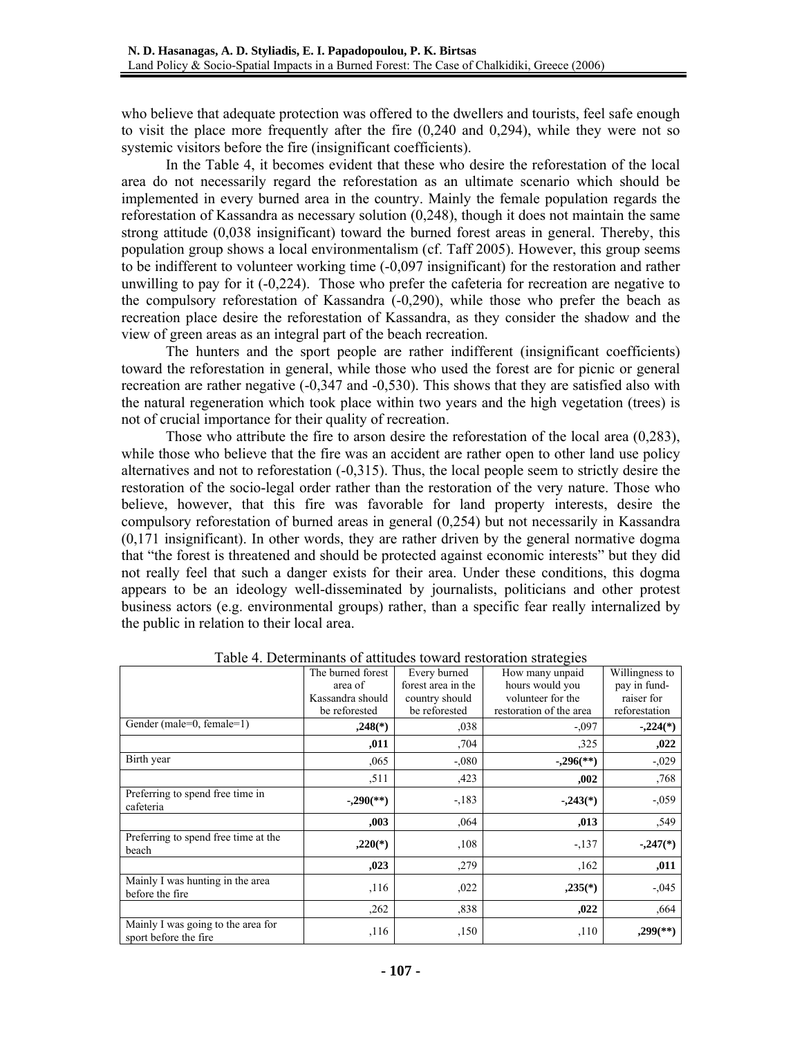who believe that adequate protection was offered to the dwellers and tourists, feel safe enough to visit the place more frequently after the fire (0,240 and 0,294), while they were not so systemic visitors before the fire (insignificant coefficients).

In the Table 4, it becomes evident that these who desire the reforestation of the local area do not necessarily regard the reforestation as an ultimate scenario which should be implemented in every burned area in the country. Mainly the female population regards the reforestation of Kassandra as necessary solution (0,248), though it does not maintain the same strong attitude (0,038 insignificant) toward the burned forest areas in general. Thereby, this population group shows a local environmentalism (cf. Taff 2005). However, this group seems to be indifferent to volunteer working time (-0,097 insignificant) for the restoration and rather unwilling to pay for it (-0,224). Those who prefer the cafeteria for recreation are negative to the compulsory reforestation of Kassandra (-0,290), while those who prefer the beach as recreation place desire the reforestation of Kassandra, as they consider the shadow and the view of green areas as an integral part of the beach recreation.

The hunters and the sport people are rather indifferent (insignificant coefficients) toward the reforestation in general, while those who used the forest are for picnic or general recreation are rather negative (-0,347 and -0,530). This shows that they are satisfied also with the natural regeneration which took place within two years and the high vegetation (trees) is not of crucial importance for their quality of recreation.

Those who attribute the fire to arson desire the reforestation of the local area (0,283), while those who believe that the fire was an accident are rather open to other land use policy alternatives and not to reforestation (-0,315). Thus, the local people seem to strictly desire the restoration of the socio-legal order rather than the restoration of the very nature. Those who believe, however, that this fire was favorable for land property interests, desire the compulsory reforestation of burned areas in general (0,254) but not necessarily in Kassandra (0,171 insignificant). In other words, they are rather driven by the general normative dogma that "the forest is threatened and should be protected against economic interests" but they did not really feel that such a danger exists for their area. Under these conditions, this dogma appears to be an ideology well-disseminated by journalists, politicians and other protest business actors (e.g. environmental groups) rather, than a specific fear really internalized by the public in relation to their local area.

Table 4. Determinants of attitudes toward restoration strategies

| | The burned forest area of Kassandra should be reforested | Every burned forest area in the country should be reforested | How many unpaid hours would you volunteer for the restoration of the area | Willingness to pay in fund-raiser for reforestation |
|---|---|---|---|---|
| Gender (male=0, female=1) | **,248(*)** | ,038 | -,097 | **-,224(*)** |
| | **,011** | ,704 | ,325 | **,022** |
| Birth year | ,065 | -,080 | **-,296(**)** | -,029 |
| | ,511 | ,423 | **,002** | ,768 |
| Preferring to spend free time in cafeteria | **-,290(**)** | -,183 | **-,243(*)** | -,059 |
| | **,003** | ,064 | **,013** | ,549 |
| Preferring to spend free time at the beach | **,220(*)** | ,108 | -,137 | **-,247(*)** |
| | **,023** | ,279 | ,162 | **,011** |
| Mainly I was hunting in the area before the fire | ,116 | ,022 | **,235(*)** | -,045 |
| | ,262 | ,838 | **,022** | ,664 |
| Mainly I was going to the area for sport before the fire | ,116 | ,150 | ,110 | **,299(**)** |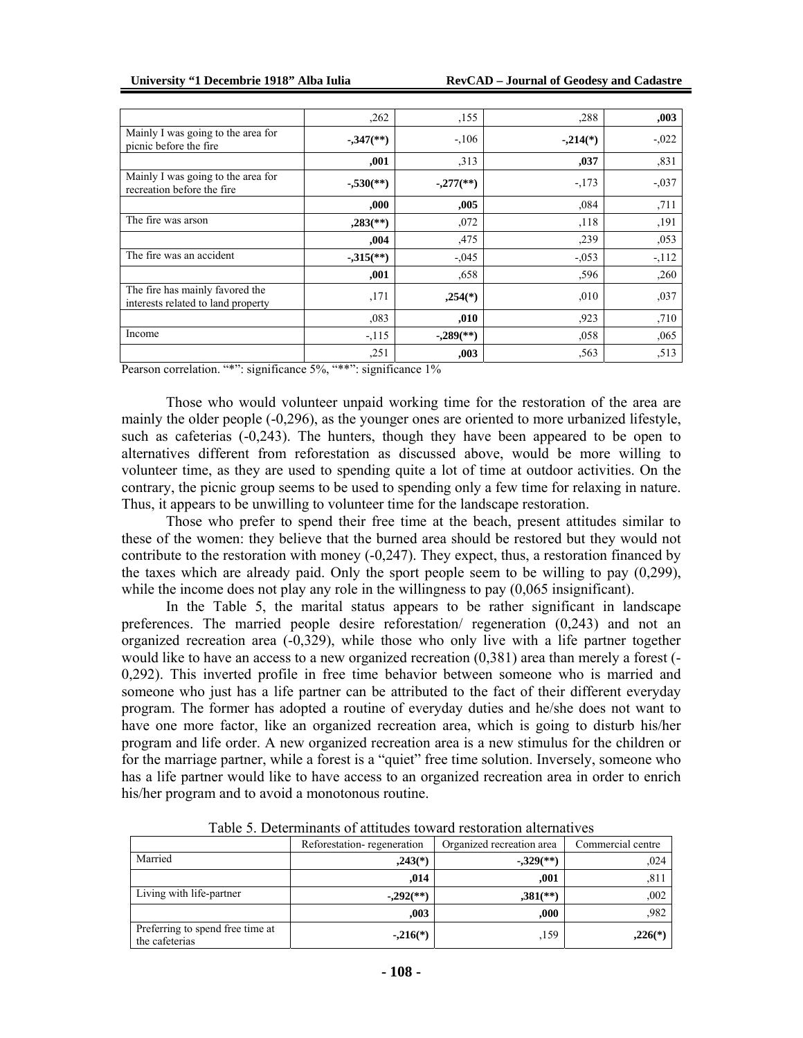| | | | | |
|---|---|---|---|---|
| | ,262 | ,155 | ,288 | **,003** |
| Mainly I was going to the area for picnic before the fire | **-,347(**)** | -,106 | **-,214(*)** | -,022 |
| | **,001** | ,313 | **,037** | ,831 |
| Mainly I was going to the area for recreation before the fire | **-,530(**)** | **-,277(**)** | -,173 | -,037 |
| | **,000** | **,005** | ,084 | ,711 |
| The fire was arson | **,283(**)** | ,072 | ,118 | ,191 |
| | **,004** | ,475 | ,239 | ,053 |
| The fire was an accident | **-,315(**)** | -,045 | -,053 | -,112 |
| | **,001** | ,658 | ,596 | ,260 |
| The fire has mainly favored the interests related to land property | ,171 | **,254(*)** | ,010 | ,037 |
| | ,083 | **,010** | ,923 | ,710 |
| Income | -,115 | **-,289(**)** | ,058 | ,065 |
| | ,251 | **,003** | ,563 | ,513 |

Pearson correlation. "*": significance 5%, "**": significance 1%

Those who would volunteer unpaid working time for the restoration of the area are mainly the older people (-0,296), as the younger ones are oriented to more urbanized lifestyle, such as cafeterias (-0,243). The hunters, though they have been appeared to be open to alternatives different from reforestation as discussed above, would be more willing to volunteer time, as they are used to spending quite a lot of time at outdoor activities. On the contrary, the picnic group seems to be used to spending only a few time for relaxing in nature. Thus, it appears to be unwilling to volunteer time for the landscape restoration.

Those who prefer to spend their free time at the beach, present attitudes similar to these of the women: they believe that the burned area should be restored but they would not contribute to the restoration with money (-0,247). They expect, thus, a restoration financed by the taxes which are already paid. Only the sport people seem to be willing to pay (0,299), while the income does not play any role in the willingness to pay (0,065 insignificant).

In the Table 5, the marital status appears to be rather significant in landscape preferences. The married people desire reforestation/ regeneration (0,243) and not an organized recreation area (-0,329), while those who only live with a life partner together would like to have an access to a new organized recreation (0,381) area than merely a forest (-0,292). This inverted profile in free time behavior between someone who is married and someone who just has a life partner can be attributed to the fact of their different everyday program. The former has adopted a routine of everyday duties and he/she does not want to have one more factor, like an organized recreation area, which is going to disturb his/her program and life order. A new organized recreation area is a new stimulus for the children or for the marriage partner, while a forest is a "quiet" free time solution. Inversely, someone who has a life partner would like to have access to an organized recreation area in order to enrich his/her program and to avoid a monotonous routine.

Table 5. Determinants of attitudes toward restoration alternatives

| | Reforestation- regeneration | Organized recreation area | Commercial centre |
|---|---|---|---|
| Married | **,243(*)** | **-,329(**)** | ,024 |
| | **,014** | **,001** | ,811 |
| Living with life-partner | **-,292(**)** | **,381(**)** | ,002 |
| | **,003** | **,000** | ,982 |
| Preferring to spend free time at the cafeterias | **-,216(*)** | ,159 | **,226(*)** |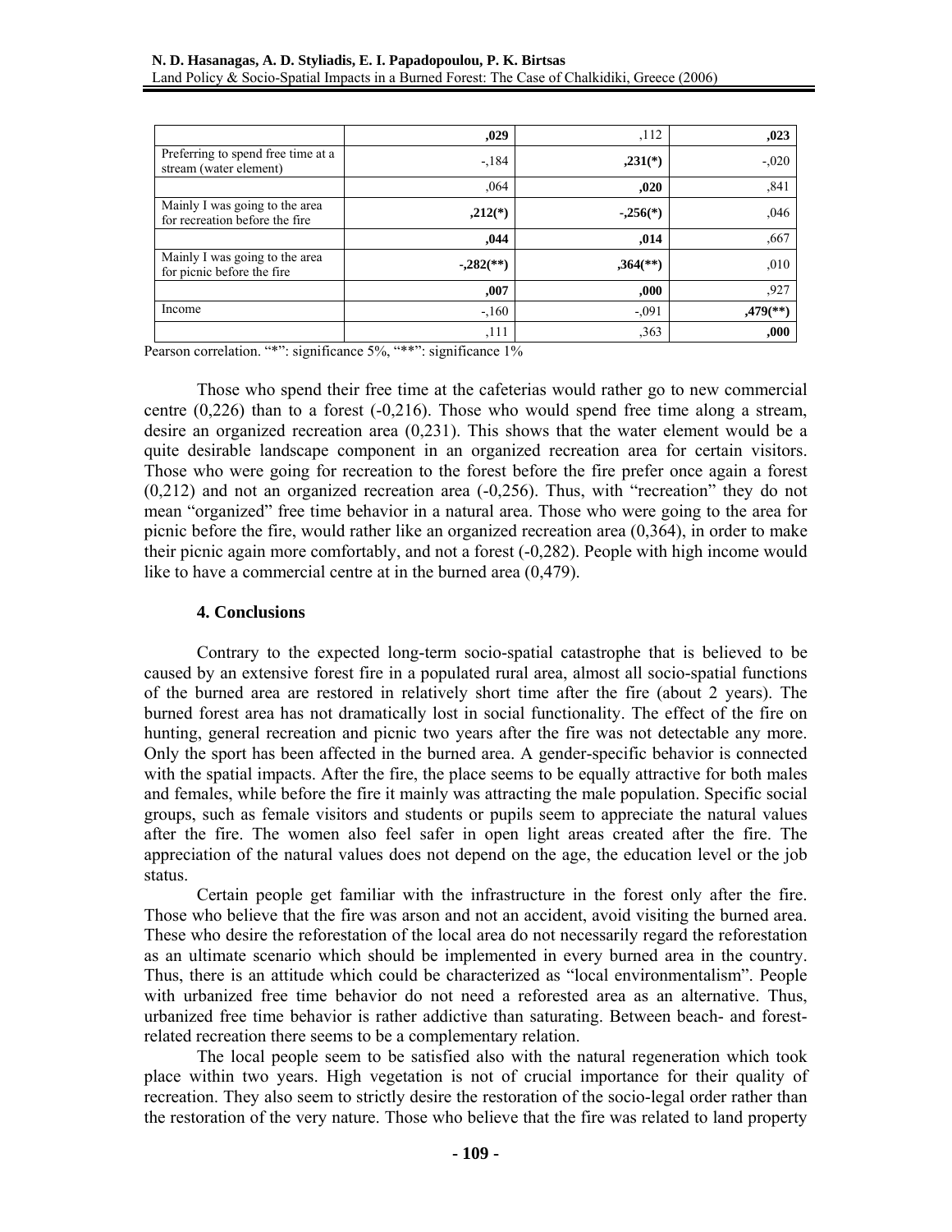|  | **,029** | ,112 | **,023** |
|---|---|---|---|
| Preferring to spend free time at a stream (water element) | -,184 | **,231(*)** | -,020 |
|  | ,064 | **,020** | ,841 |
| Mainly I was going to the area for recreation before the fire | **,212(*)** | **-,256(*)** | ,046 |
|  | **,044** | **,014** | ,667 |
| Mainly I was going to the area for picnic before the fire | **-,282(**)** | **,364(**)** | ,010 |
|  | **,007** | **,000** | ,927 |
| Income | -,160 | -,091 | **,479(**)** |
|  | ,111 | ,363 | **,000** |

Pearson correlation. "*": significance 5%, "**": significance 1%

Those who spend their free time at the cafeterias would rather go to new commercial centre (0,226) than to a forest (-0,216). Those who would spend free time along a stream, desire an organized recreation area (0,231). This shows that the water element would be a quite desirable landscape component in an organized recreation area for certain visitors. Those who were going for recreation to the forest before the fire prefer once again a forest (0,212) and not an organized recreation area (-0,256). Thus, with "recreation" they do not mean "organized" free time behavior in a natural area. Those who were going to the area for picnic before the fire, would rather like an organized recreation area (0,364), in order to make their picnic again more comfortably, and not a forest (-0,282). People with high income would like to have a commercial centre at in the burned area (0,479).

## 4. Conclusions

Contrary to the expected long-term socio-spatial catastrophe that is believed to be caused by an extensive forest fire in a populated rural area, almost all socio-spatial functions of the burned area are restored in relatively short time after the fire (about 2 years). The burned forest area has not dramatically lost in social functionality. The effect of the fire on hunting, general recreation and picnic two years after the fire was not detectable any more. Only the sport has been affected in the burned area. A gender-specific behavior is connected with the spatial impacts. After the fire, the place seems to be equally attractive for both males and females, while before the fire it mainly was attracting the male population. Specific social groups, such as female visitors and students or pupils seem to appreciate the natural values after the fire. The women also feel safer in open light areas created after the fire. The appreciation of the natural values does not depend on the age, the education level or the job status.

Certain people get familiar with the infrastructure in the forest only after the fire. Those who believe that the fire was arson and not an accident, avoid visiting the burned area. These who desire the reforestation of the local area do not necessarily regard the reforestation as an ultimate scenario which should be implemented in every burned area in the country. Thus, there is an attitude which could be characterized as "local environmentalism". People with urbanized free time behavior do not need a reforested area as an alternative. Thus, urbanized free time behavior is rather addictive than saturating. Between beach- and forest-related recreation there seems to be a complementary relation.

The local people seem to be satisfied also with the natural regeneration which took place within two years. High vegetation is not of crucial importance for their quality of recreation. They also seem to strictly desire the restoration of the socio-legal order rather than the restoration of the very nature. Those who believe that the fire was related to land property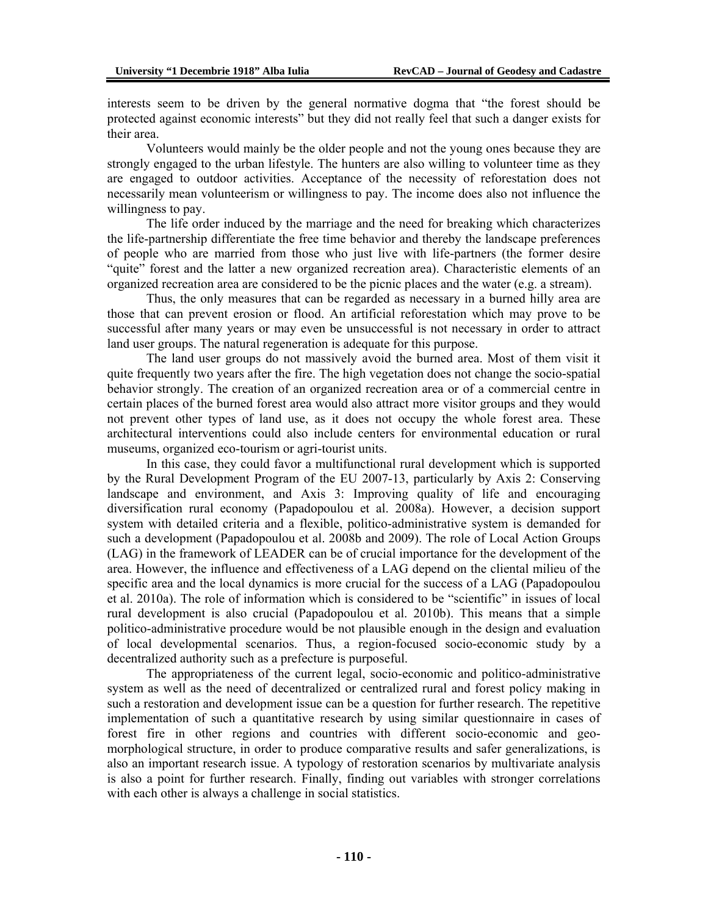interests seem to be driven by the general normative dogma that "the forest should be protected against economic interests" but they did not really feel that such a danger exists for their area.

Volunteers would mainly be the older people and not the young ones because they are strongly engaged to the urban lifestyle. The hunters are also willing to volunteer time as they are engaged to outdoor activities. Acceptance of the necessity of reforestation does not necessarily mean volunteerism or willingness to pay. The income does also not influence the willingness to pay.

The life order induced by the marriage and the need for breaking which characterizes the life-partnership differentiate the free time behavior and thereby the landscape preferences of people who are married from those who just live with life-partners (the former desire "quite" forest and the latter a new organized recreation area). Characteristic elements of an organized recreation area are considered to be the picnic places and the water (e.g. a stream).

Thus, the only measures that can be regarded as necessary in a burned hilly area are those that can prevent erosion or flood. An artificial reforestation which may prove to be successful after many years or may even be unsuccessful is not necessary in order to attract land user groups. The natural regeneration is adequate for this purpose.

The land user groups do not massively avoid the burned area. Most of them visit it quite frequently two years after the fire. The high vegetation does not change the socio-spatial behavior strongly. The creation of an organized recreation area or of a commercial centre in certain places of the burned forest area would also attract more visitor groups and they would not prevent other types of land use, as it does not occupy the whole forest area. These architectural interventions could also include centers for environmental education or rural museums, organized eco-tourism or agri-tourist units.

In this case, they could favor a multifunctional rural development which is supported by the Rural Development Program of the EU 2007-13, particularly by Axis 2: Conserving landscape and environment, and Axis 3: Improving quality of life and encouraging diversification rural economy (Papadopoulou et al. 2008a). However, a decision support system with detailed criteria and a flexible, politico-administrative system is demanded for such a development (Papadopoulou et al. 2008b and 2009). The role of Local Action Groups (LAG) in the framework of LEADER can be of crucial importance for the development of the area. However, the influence and effectiveness of a LAG depend on the cliental milieu of the specific area and the local dynamics is more crucial for the success of a LAG (Papadopoulou et al. 2010a). The role of information which is considered to be "scientific" in issues of local rural development is also crucial (Papadopoulou et al. 2010b). This means that a simple politico-administrative procedure would be not plausible enough in the design and evaluation of local developmental scenarios. Thus, a region-focused socio-economic study by a decentralized authority such as a prefecture is purposeful.

The appropriateness of the current legal, socio-economic and politico-administrative system as well as the need of decentralized or centralized rural and forest policy making in such a restoration and development issue can be a question for further research. The repetitive implementation of such a quantitative research by using similar questionnaire in cases of forest fire in other regions and countries with different socio-economic and geo-morphological structure, in order to produce comparative results and safer generalizations, is also an important research issue. A typology of restoration scenarios by multivariate analysis is also a point for further research. Finally, finding out variables with stronger correlations with each other is always a challenge in social statistics.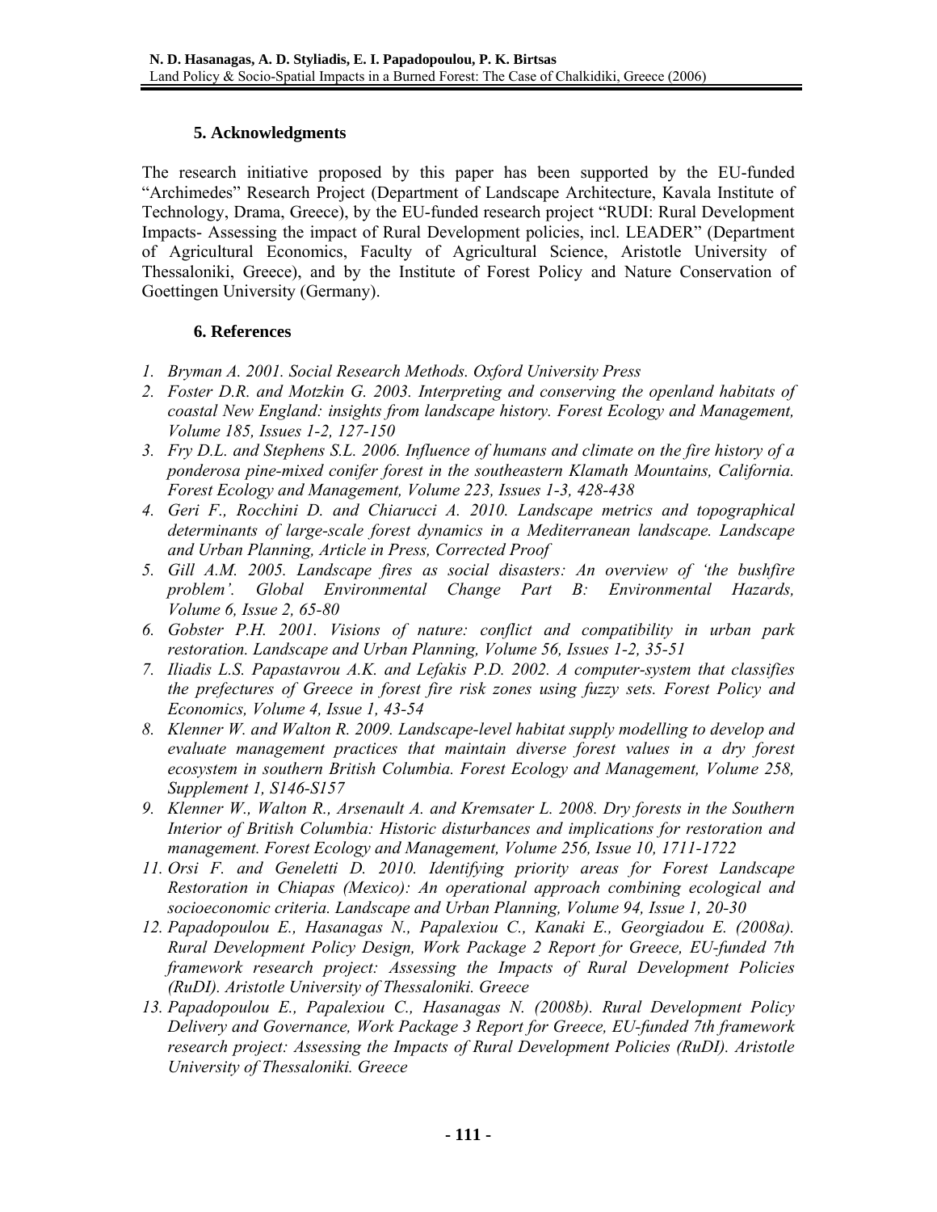## 5. Acknowledgments

The research initiative proposed by this paper has been supported by the EU-funded "Archimedes" Research Project (Department of Landscape Architecture, Kavala Institute of Technology, Drama, Greece), by the EU-funded research project "RUDI: Rural Development Impacts- Assessing the impact of Rural Development policies, incl. LEADER" (Department of Agricultural Economics, Faculty of Agricultural Science, Aristotle University of Thessaloniki, Greece), and by the Institute of Forest Policy and Nature Conservation of Goettingen University (Germany).

## 6. References

1. *Bryman A. 2001. Social Research Methods. Oxford University Press*
2. *Foster D.R. and Motzkin G. 2003. Interpreting and conserving the openland habitats of coastal New England: insights from landscape history. Forest Ecology and Management, Volume 185, Issues 1-2, 127-150*
3. *Fry D.L. and Stephens S.L. 2006. Influence of humans and climate on the fire history of a ponderosa pine-mixed conifer forest in the southeastern Klamath Mountains, California. Forest Ecology and Management, Volume 223, Issues 1-3, 428-438*
4. *Geri F., Rocchini D. and Chiarucci A. 2010. Landscape metrics and topographical determinants of large-scale forest dynamics in a Mediterranean landscape. Landscape and Urban Planning, Article in Press, Corrected Proof*
5. *Gill A.M. 2005. Landscape fires as social disasters: An overview of 'the bushfire problem'. Global Environmental Change Part B: Environmental Hazards, Volume 6, Issue 2, 65-80*
6. *Gobster P.H. 2001. Visions of nature: conflict and compatibility in urban park restoration. Landscape and Urban Planning, Volume 56, Issues 1-2, 35-51*
7. *Iliadis L.S. Papastavrou A.K. and Lefakis P.D. 2002. A computer-system that classifies the prefectures of Greece in forest fire risk zones using fuzzy sets. Forest Policy and Economics, Volume 4, Issue 1, 43-54*
8. *Klenner W. and Walton R. 2009. Landscape-level habitat supply modelling to develop and evaluate management practices that maintain diverse forest values in a dry forest ecosystem in southern British Columbia. Forest Ecology and Management, Volume 258, Supplement 1, S146-S157*
9. *Klenner W., Walton R., Arsenault A. and Kremsater L. 2008. Dry forests in the Southern Interior of British Columbia: Historic disturbances and implications for restoration and management. Forest Ecology and Management, Volume 256, Issue 10, 1711-1722*

11. *Orsi F. and Geneletti D. 2010. Identifying priority areas for Forest Landscape Restoration in Chiapas (Mexico): An operational approach combining ecological and socioeconomic criteria. Landscape and Urban Planning, Volume 94, Issue 1, 20-30*
12. *Papadopoulou E., Hasanagas N., Papalexiou C., Kanaki E., Georgiadou E. (2008a). Rural Development Policy Design, Work Package 2 Report for Greece, EU-funded 7th framework research project: Assessing the Impacts of Rural Development Policies (RuDI). Aristotle University of Thessaloniki. Greece*
13. *Papadopoulou E., Papalexiou C., Hasanagas N. (2008b). Rural Development Policy Delivery and Governance, Work Package 3 Report for Greece, EU-funded 7th framework research project: Assessing the Impacts of Rural Development Policies (RuDI). Aristotle University of Thessaloniki. Greece*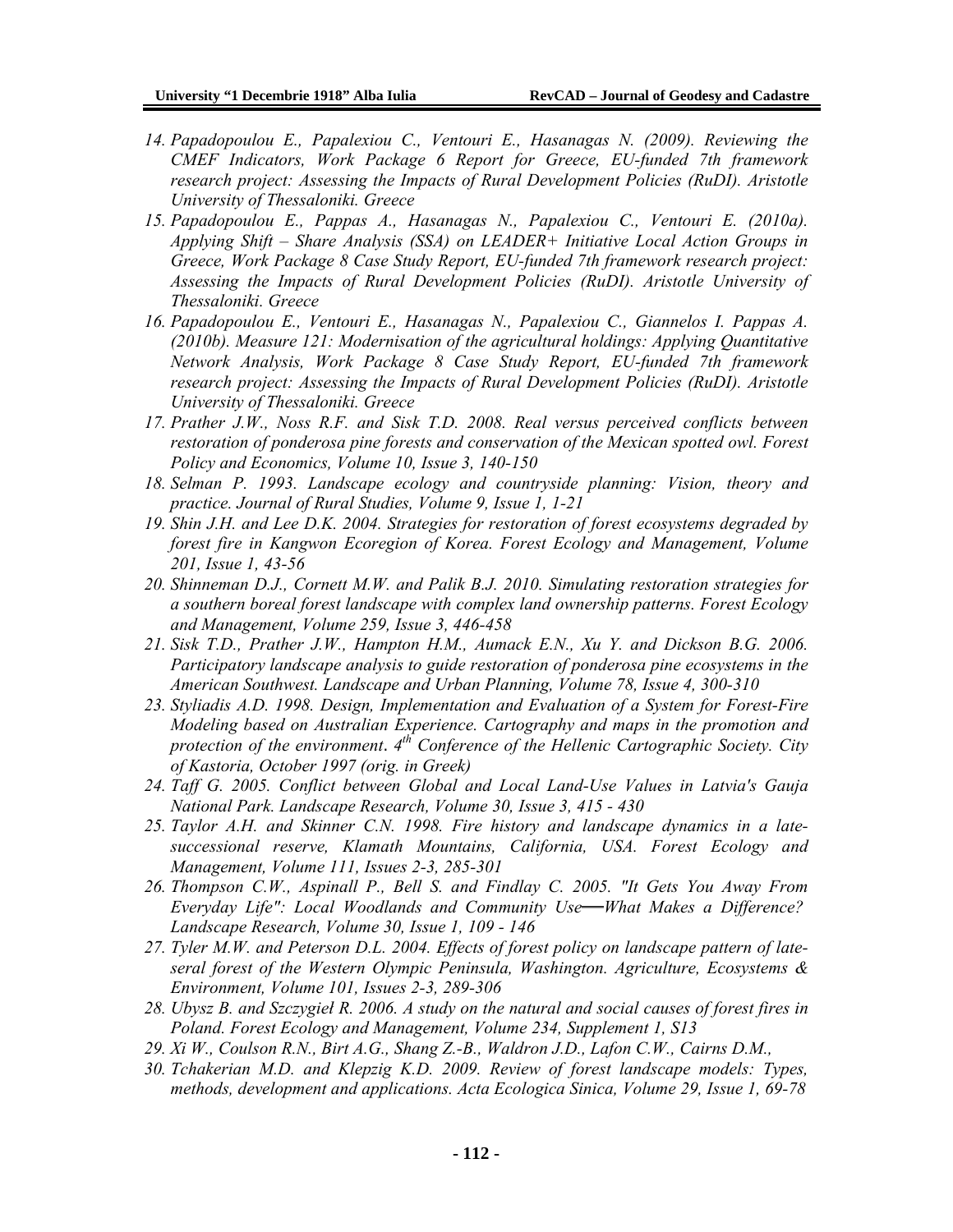14. *Papadopoulou E., Papalexiou C., Ventouri E., Hasanagas N. (2009). Reviewing the CMEF Indicators, Work Package 6 Report for Greece, EU-funded 7th framework research project: Assessing the Impacts of Rural Development Policies (RuDI). Aristotle University of Thessaloniki. Greece*
15. *Papadopoulou E., Pappas A., Hasanagas N., Papalexiou C., Ventouri E. (2010a). Applying Shift – Share Analysis (SSA) on LEADER+ Initiative Local Action Groups in Greece, Work Package 8 Case Study Report, EU-funded 7th framework research project: Assessing the Impacts of Rural Development Policies (RuDI). Aristotle University of Thessaloniki. Greece*
16. *Papadopoulou E., Ventouri E., Hasanagas N., Papalexiou C., Giannelos I. Pappas A. (2010b). Measure 121: Modernisation of the agricultural holdings: Applying Quantitative Network Analysis, Work Package 8 Case Study Report, EU-funded 7th framework research project: Assessing the Impacts of Rural Development Policies (RuDI). Aristotle University of Thessaloniki. Greece*
17. *Prather J.W., Noss R.F. and Sisk T.D. 2008. Real versus perceived conflicts between restoration of ponderosa pine forests and conservation of the Mexican spotted owl. Forest Policy and Economics, Volume 10, Issue 3, 140-150*
18. *Selman P. 1993. Landscape ecology and countryside planning: Vision, theory and practice. Journal of Rural Studies, Volume 9, Issue 1, 1-21*
19. *Shin J.H. and Lee D.K. 2004. Strategies for restoration of forest ecosystems degraded by forest fire in Kangwon Ecoregion of Korea. Forest Ecology and Management, Volume 201, Issue 1, 43-56*
20. *Shinneman D.J., Cornett M.W. and Palik B.J. 2010. Simulating restoration strategies for a southern boreal forest landscape with complex land ownership patterns. Forest Ecology and Management, Volume 259, Issue 3, 446-458*
21. *Sisk T.D., Prather J.W., Hampton H.M., Aumack E.N., Xu Y. and Dickson B.G. 2006. Participatory landscape analysis to guide restoration of ponderosa pine ecosystems in the American Southwest. Landscape and Urban Planning, Volume 78, Issue 4, 300-310*
23. *Styliadis A.D. 1998. Design, Implementation and Evaluation of a System for Forest-Fire Modeling based on Australian Experience. Cartography and maps in the promotion and protection of the environment. 4th Conference of the Hellenic Cartographic Society. City of Kastoria, October 1997 (orig. in Greek)*
24. *Taff G. 2005. Conflict between Global and Local Land-Use Values in Latvia's Gauja National Park. Landscape Research, Volume 30, Issue 3, 415 - 430*
25. *Taylor A.H. and Skinner C.N. 1998. Fire history and landscape dynamics in a late-successional reserve, Klamath Mountains, California, USA. Forest Ecology and Management, Volume 111, Issues 2-3, 285-301*
26. *Thompson C.W., Aspinall P., Bell S. and Findlay C. 2005. "It Gets You Away From Everyday Life": Local Woodlands and Community Use—What Makes a Difference? Landscape Research, Volume 30, Issue 1, 109 - 146*
27. *Tyler M.W. and Peterson D.L. 2004. Effects of forest policy on landscape pattern of late-seral forest of the Western Olympic Peninsula, Washington. Agriculture, Ecosystems & Environment, Volume 101, Issues 2-3, 289-306*
28. *Ubysz B. and Szczygieł R. 2006. A study on the natural and social causes of forest fires in Poland. Forest Ecology and Management, Volume 234, Supplement 1, S13*
29. *Xi W., Coulson R.N., Birt A.G., Shang Z.-B., Waldron J.D., Lafon C.W., Cairns D.M.,*
30. *Tchakerian M.D. and Klepzig K.D. 2009. Review of forest landscape models: Types, methods, development and applications. Acta Ecologica Sinica, Volume 29, Issue 1, 69-78*